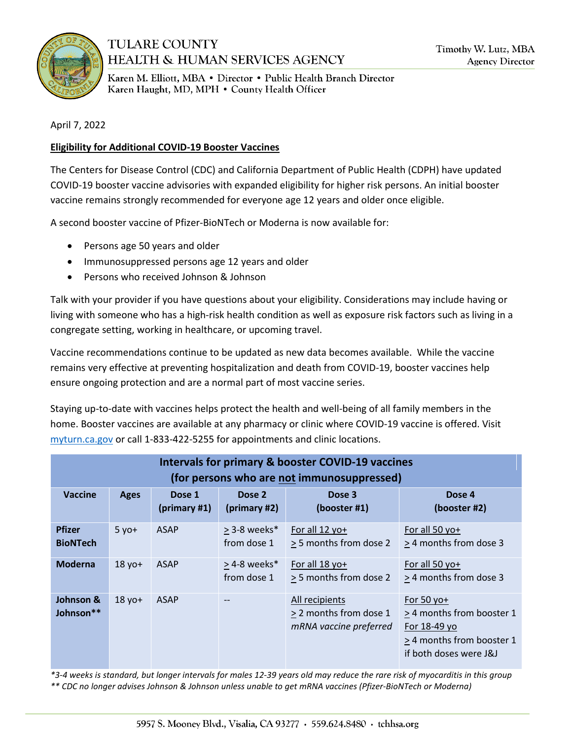TULARE COUNTY
HEALTH & HUMAN SERVICES AGENCY

Timothy W. Lutz, MBA
Agency Director

Karen M. Elliott, MBA • Director • Public Health Branch Director
Karen Haught, MD, MPH • County Health Officer

April 7, 2022

**Eligibility for Additional COVID-19 Booster Vaccines**

The Centers for Disease Control (CDC) and California Department of Public Health (CDPH) have updated COVID-19 booster vaccine advisories with expanded eligibility for higher risk persons. An initial booster vaccine remains strongly recommended for everyone age 12 years and older once eligible.

A second booster vaccine of Pfizer-BioNTech or Moderna is now available for:

- Persons age 50 years and older
- Immunosuppressed persons age 12 years and older
- Persons who received Johnson & Johnson

Talk with your provider if you have questions about your eligibility. Considerations may include having or living with someone who has a high-risk health condition as well as exposure risk factors such as living in a congregate setting, working in healthcare, or upcoming travel.

Vaccine recommendations continue to be updated as new data becomes available. While the vaccine remains very effective at preventing hospitalization and death from COVID-19, booster vaccines help ensure ongoing protection and are a normal part of most vaccine series.

Staying up-to-date with vaccines helps protect the health and well-being of all family members in the home. Booster vaccines are available at any pharmacy or clinic where COVID-19 vaccine is offered. Visit [myturn.ca.gov](myturn.ca.gov) or call 1-833-422-5255 for appointments and clinic locations.

**Intervals for primary & booster COVID-19 vaccines (for persons who are not immunosuppressed)**

| Vaccine | Ages | Dose 1 (primary #1) | Dose 2 (primary #2) | Dose 3 (booster #1) | Dose 4 (booster #2) |
|---|---|---|---|---|---|
| **Pfizer BioNTech** | 5 yo+ | ASAP | ≥ 3-8 weeks* from dose 1 | For all 12 yo+ ≥ 5 months from dose 2 | For all 50 yo+ ≥ 4 months from dose 3 |
| **Moderna** | 18 yo+ | ASAP | ≥ 4-8 weeks* from dose 1 | For all 18 yo+ ≥ 5 months from dose 2 | For all 50 yo+ ≥ 4 months from dose 3 |
| **Johnson & Johnson**** | 18 yo+ | ASAP | -- | All recipients ≥ 2 months from dose 1 *mRNA vaccine preferred* | For 50 yo+ ≥ 4 months from booster 1 For 18-49 yo ≥ 4 months from booster 1 if both doses were J&J |

*\*3-4 weeks is standard, but longer intervals for males 12-39 years old may reduce the rare risk of myocarditis in this group*
*\*\* CDC no longer advises Johnson & Johnson unless unable to get mRNA vaccines (Pfizer-BioNTech or Moderna)*

5957 S. Mooney Blvd., Visalia, CA 93277 • 559.624.8480 • tchhsa.org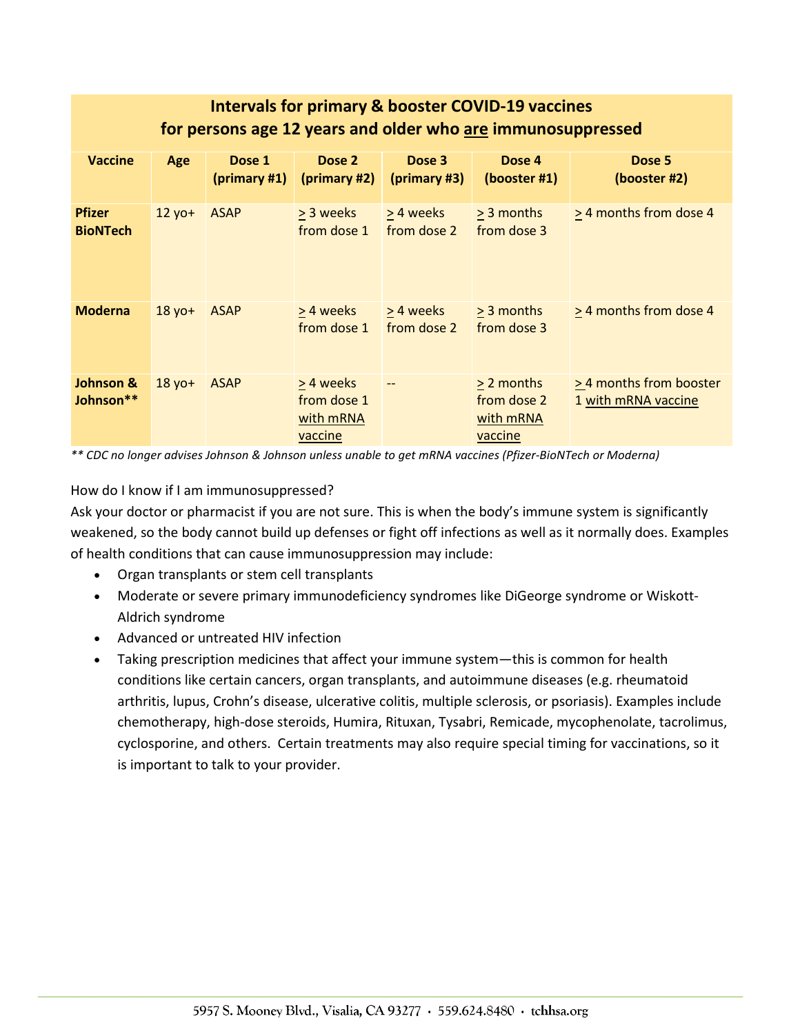## Intervals for primary & booster COVID-19 vaccines for persons age 12 years and older who <u>are</u> immunosuppressed

| Vaccine | Age | Dose 1 (primary #1) | Dose 2 (primary #2) | Dose 3 (primary #3) | Dose 4 (booster #1) | Dose 5 (booster #2) |
|---|---|---|---|---|---|---|
| **Pfizer BioNTech** | 12 yo+ | ASAP | ≥ 3 weeks from dose 1 | ≥ 4 weeks from dose 2 | ≥ 3 months from dose 3 | ≥ 4 months from dose 4 |
| **Moderna** | 18 yo+ | ASAP | ≥ 4 weeks from dose 1 | ≥ 4 weeks from dose 2 | ≥ 3 months from dose 3 | ≥ 4 months from dose 4 |
| **Johnson & Johnson**** | 18 yo+ | ASAP | ≥ 4 weeks from dose 1 <u>with mRNA vaccine</u> | -- | ≥ 2 months from dose 2 <u>with mRNA vaccine</u> | ≥ 4 months from booster 1 <u>with mRNA vaccine</u> |

*** CDC no longer advises Johnson & Johnson unless unable to get mRNA vaccines (Pfizer-BioNTech or Moderna)*

How do I know if I am immunosuppressed?

Ask your doctor or pharmacist if you are not sure. This is when the body's immune system is significantly weakened, so the body cannot build up defenses or fight off infections as well as it normally does. Examples of health conditions that can cause immunosuppression may include:

- Organ transplants or stem cell transplants
- Moderate or severe primary immunodeficiency syndromes like DiGeorge syndrome or Wiskott-Aldrich syndrome
- Advanced or untreated HIV infection
- Taking prescription medicines that affect your immune system—this is common for health conditions like certain cancers, organ transplants, and autoimmune diseases (e.g. rheumatoid arthritis, lupus, Crohn's disease, ulcerative colitis, multiple sclerosis, or psoriasis). Examples include chemotherapy, high-dose steroids, Humira, Rituxan, Tysabri, Remicade, mycophenolate, tacrolimus, cyclosporine, and others. Certain treatments may also require special timing for vaccinations, so it is important to talk to your provider.